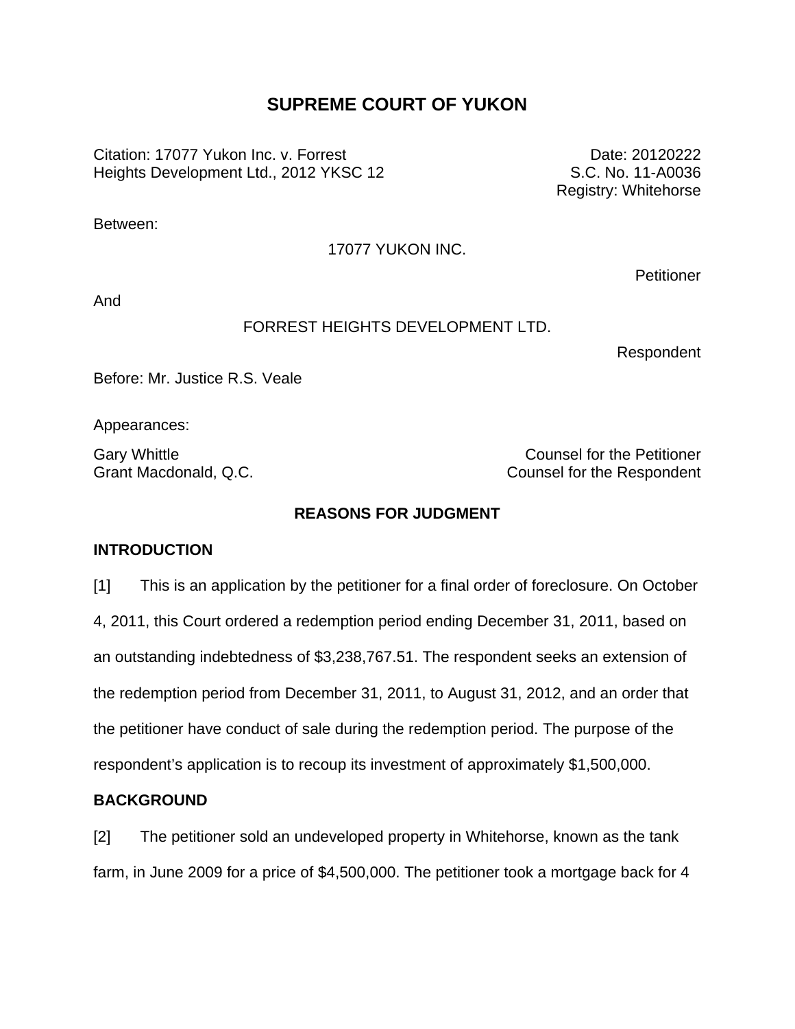# SUPREME COURT OF YUKON

Citation: 17077 Yukon Inc. v. Forrest Heights Development Ltd., 2012 YKSC 12

Date: 20120222
S.C. No. 11-A0036
Registry: Whitehorse

Between:

17077 YUKON INC.

Petitioner

And

FORREST HEIGHTS DEVELOPMENT LTD.

Respondent

Before: Mr. Justice R.S. Veale

Appearances:

| | |
|---|---|
| Gary Whittle | Counsel for the Petitioner |
| Grant Macdonald, Q.C. | Counsel for the Respondent |

## REASONS FOR JUDGMENT

### INTRODUCTION

[1] This is an application by the petitioner for a final order of foreclosure. On October 4, 2011, this Court ordered a redemption period ending December 31, 2011, based on an outstanding indebtedness of $3,238,767.51. The respondent seeks an extension of the redemption period from December 31, 2011, to August 31, 2012, and an order that the petitioner have conduct of sale during the redemption period. The purpose of the respondent's application is to recoup its investment of approximately $1,500,000.

### BACKGROUND

[2] The petitioner sold an undeveloped property in Whitehorse, known as the tank farm, in June 2009 for a price of $4,500,000. The petitioner took a mortgage back for 4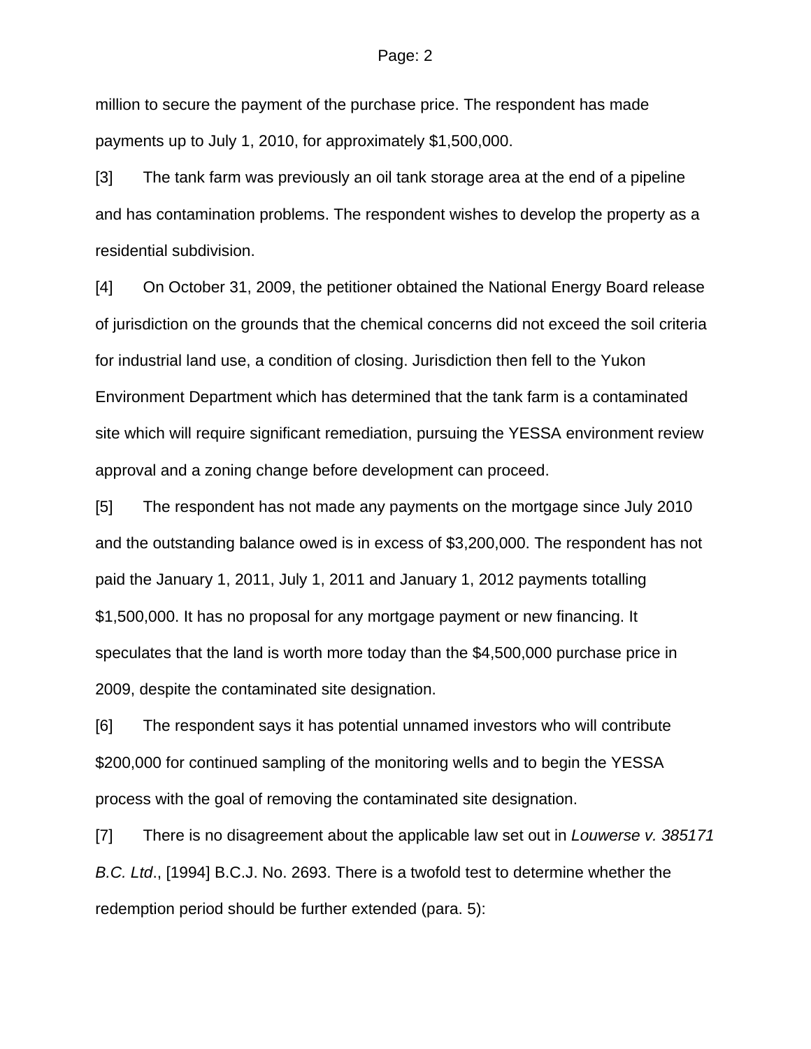million to secure the payment of the purchase price. The respondent has made payments up to July 1, 2010, for approximately $1,500,000.

[3] The tank farm was previously an oil tank storage area at the end of a pipeline and has contamination problems. The respondent wishes to develop the property as a residential subdivision.

[4] On October 31, 2009, the petitioner obtained the National Energy Board release of jurisdiction on the grounds that the chemical concerns did not exceed the soil criteria for industrial land use, a condition of closing. Jurisdiction then fell to the Yukon Environment Department which has determined that the tank farm is a contaminated site which will require significant remediation, pursuing the YESSA environment review approval and a zoning change before development can proceed.

[5] The respondent has not made any payments on the mortgage since July 2010 and the outstanding balance owed is in excess of $3,200,000. The respondent has not paid the January 1, 2011, July 1, 2011 and January 1, 2012 payments totalling $1,500,000. It has no proposal for any mortgage payment or new financing. It speculates that the land is worth more today than the $4,500,000 purchase price in 2009, despite the contaminated site designation.

[6] The respondent says it has potential unnamed investors who will contribute $200,000 for continued sampling of the monitoring wells and to begin the YESSA process with the goal of removing the contaminated site designation.

[7] There is no disagreement about the applicable law set out in *Louwerse v. 385171 B.C. Ltd*., [1994] B.C.J. No. 2693. There is a twofold test to determine whether the redemption period should be further extended (para. 5):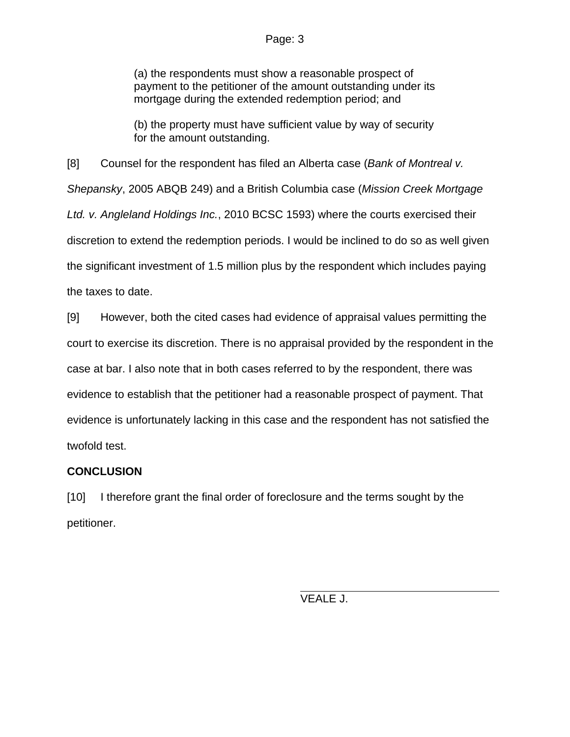(a) the respondents must show a reasonable prospect of payment to the petitioner of the amount outstanding under its mortgage during the extended redemption period; and

(b) the property must have sufficient value by way of security for the amount outstanding.

[8] Counsel for the respondent has filed an Alberta case (*Bank of Montreal v. Shepansky*, 2005 ABQB 249) and a British Columbia case (*Mission Creek Mortgage Ltd. v. Angleland Holdings Inc.*, 2010 BCSC 1593) where the courts exercised their discretion to extend the redemption periods. I would be inclined to do so as well given the significant investment of 1.5 million plus by the respondent which includes paying the taxes to date.

[9] However, both the cited cases had evidence of appraisal values permitting the court to exercise its discretion. There is no appraisal provided by the respondent in the case at bar. I also note that in both cases referred to by the respondent, there was evidence to establish that the petitioner had a reasonable prospect of payment. That evidence is unfortunately lacking in this case and the respondent has not satisfied the twofold test.

**CONCLUSION**

[10] I therefore grant the final order of foreclosure and the terms sought by the petitioner.

VEALE J.